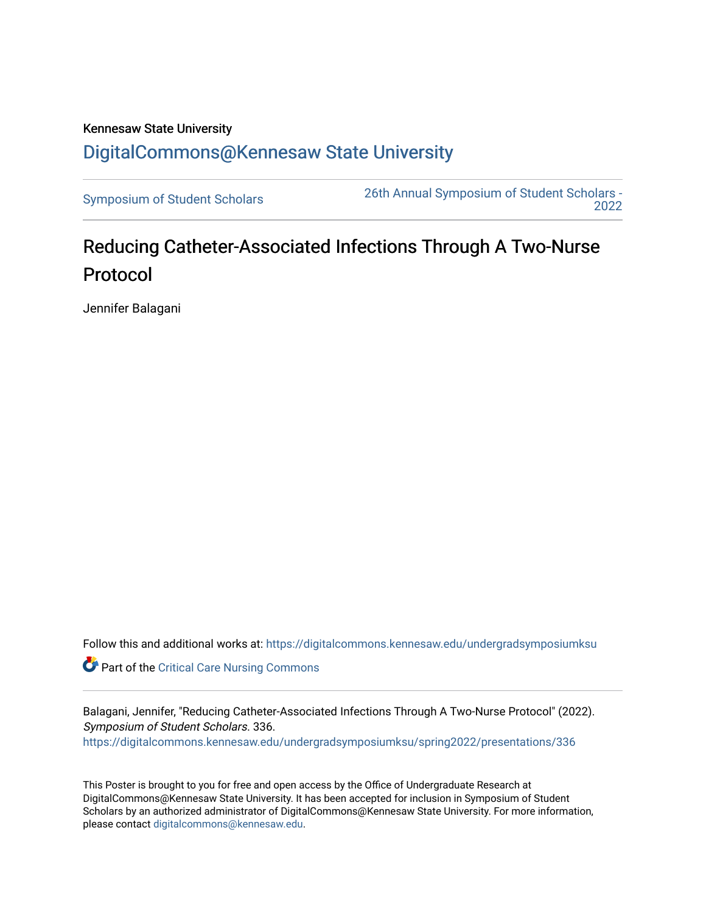Kennesaw State University

# DigitalCommons@Kennesaw State University

Symposium of Student Scholars

26th Annual Symposium of Student Scholars - 2022

## Reducing Catheter-Associated Infections Through A Two-Nurse Protocol

Jennifer Balagani

Follow this and additional works at: https://digitalcommons.kennesaw.edu/undergradsymposiumksu

Part of the Critical Care Nursing Commons

Balagani, Jennifer, "Reducing Catheter-Associated Infections Through A Two-Nurse Protocol" (2022). *Symposium of Student Scholars*. 336.
https://digitalcommons.kennesaw.edu/undergradsymposiumksu/spring2022/presentations/336

This Poster is brought to you for free and open access by the Office of Undergraduate Research at DigitalCommons@Kennesaw State University. It has been accepted for inclusion in Symposium of Student Scholars by an authorized administrator of DigitalCommons@Kennesaw State University. For more information, please contact digitalcommons@kennesaw.edu.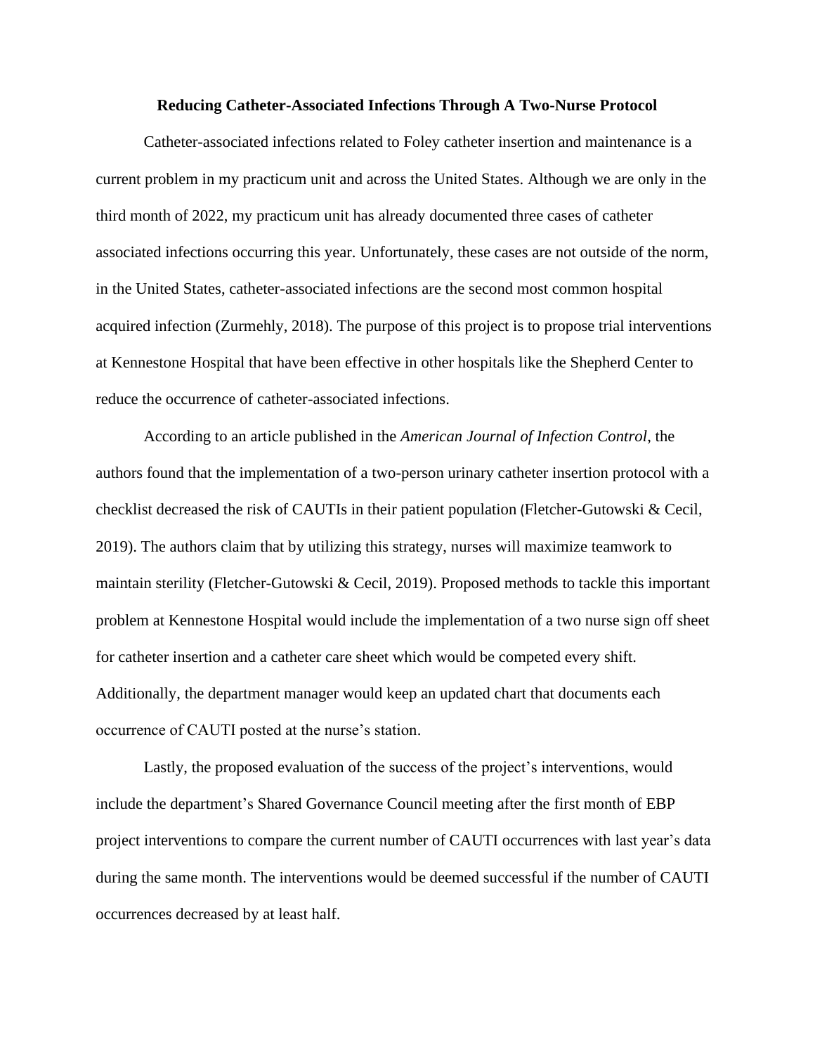## Reducing Catheter-Associated Infections Through A Two-Nurse Protocol

Catheter-associated infections related to Foley catheter insertion and maintenance is a current problem in my practicum unit and across the United States. Although we are only in the third month of 2022, my practicum unit has already documented three cases of catheter associated infections occurring this year. Unfortunately, these cases are not outside of the norm, in the United States, catheter-associated infections are the second most common hospital acquired infection (Zurmehly, 2018). The purpose of this project is to propose trial interventions at Kennestone Hospital that have been effective in other hospitals like the Shepherd Center to reduce the occurrence of catheter-associated infections.

According to an article published in the *American Journal of Infection Control*, the authors found that the implementation of a two-person urinary catheter insertion protocol with a checklist decreased the risk of CAUTIs in their patient population (Fletcher-Gutowski & Cecil, 2019). The authors claim that by utilizing this strategy, nurses will maximize teamwork to maintain sterility (Fletcher-Gutowski & Cecil, 2019). Proposed methods to tackle this important problem at Kennestone Hospital would include the implementation of a two nurse sign off sheet for catheter insertion and a catheter care sheet which would be competed every shift. Additionally, the department manager would keep an updated chart that documents each occurrence of CAUTI posted at the nurse's station.

Lastly, the proposed evaluation of the success of the project's interventions, would include the department's Shared Governance Council meeting after the first month of EBP project interventions to compare the current number of CAUTI occurrences with last year's data during the same month. The interventions would be deemed successful if the number of CAUTI occurrences decreased by at least half.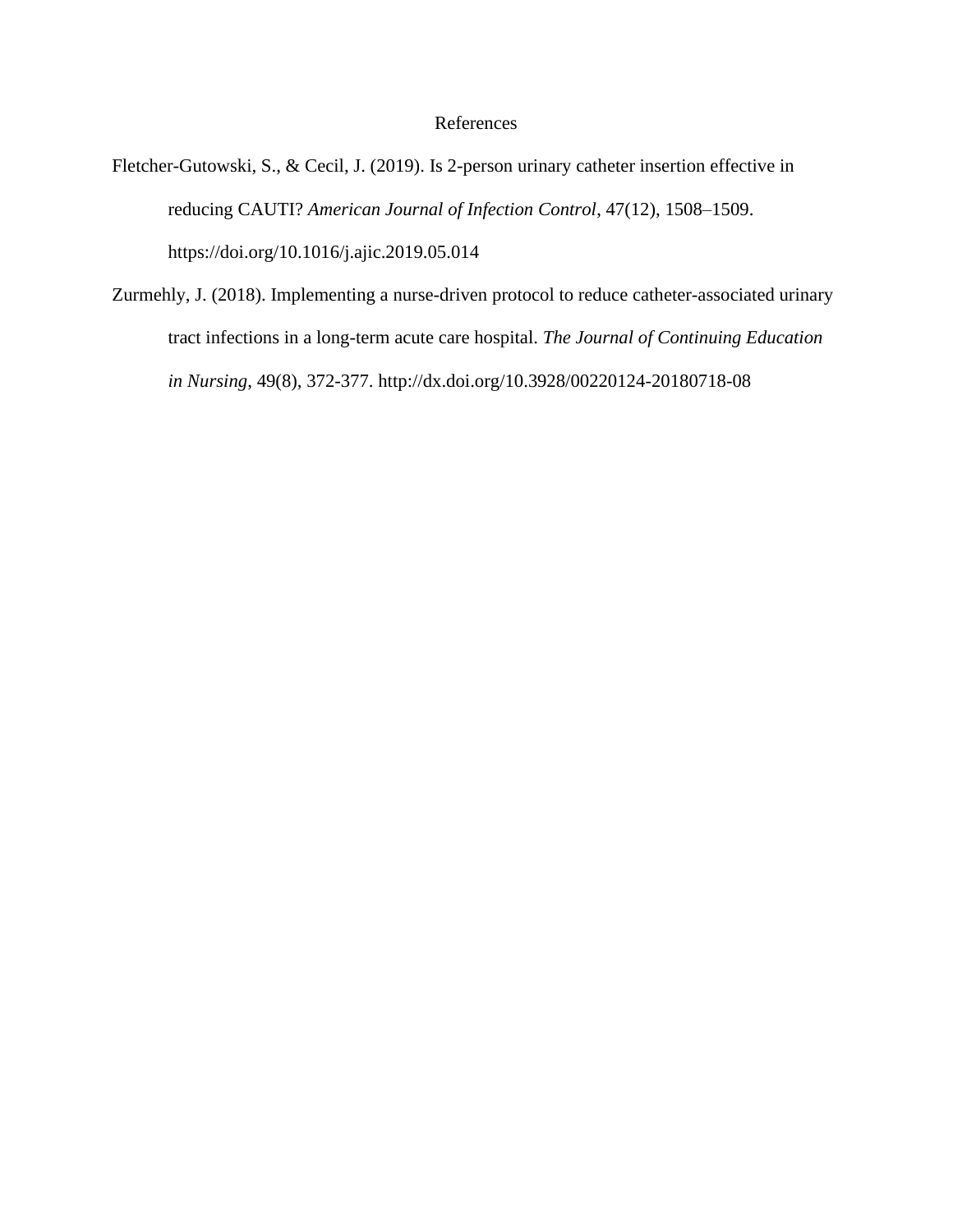# References

Fletcher-Gutowski, S., & Cecil, J. (2019). Is 2-person urinary catheter insertion effective in reducing CAUTI? *American Journal of Infection Control*, 47(12), 1508–1509. https://doi.org/10.1016/j.ajic.2019.05.014

Zurmehly, J. (2018). Implementing a nurse-driven protocol to reduce catheter-associated urinary tract infections in a long-term acute care hospital. *The Journal of Continuing Education in Nursing*, 49(8), 372-377. http://dx.doi.org/10.3928/00220124-20180718-08